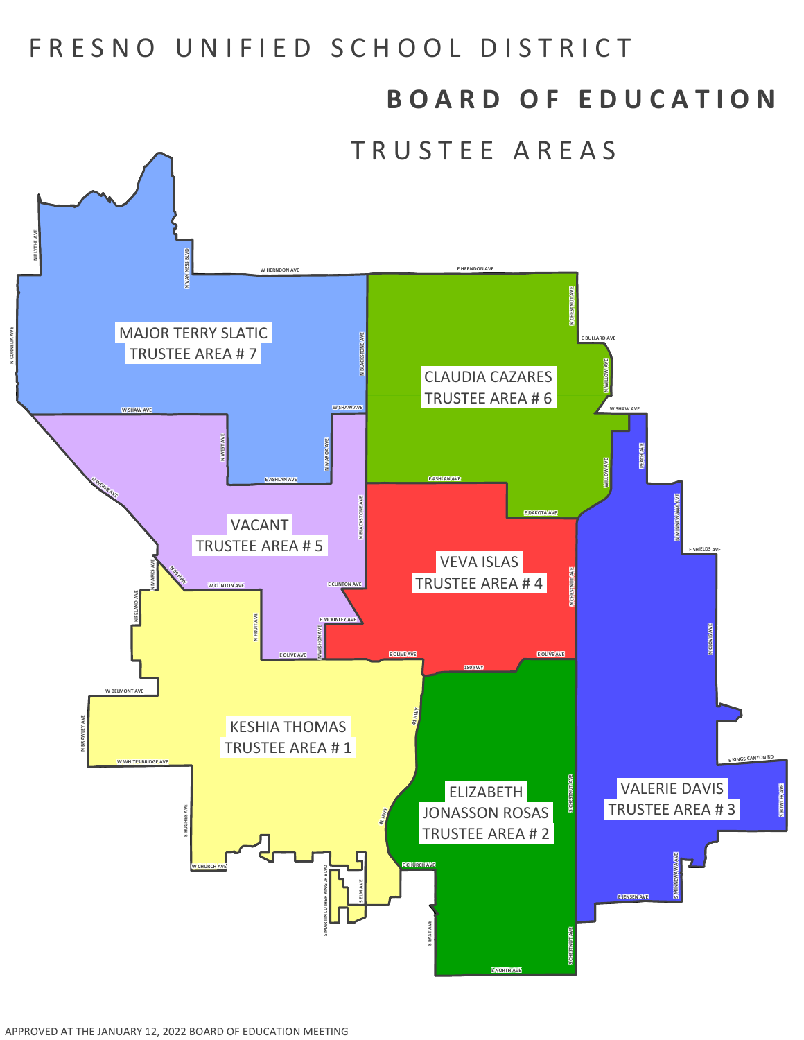FRESNO UNIFIED SCHOOL DISTRICT

# BOARD OF EDUCATION

## TRUSTEE AREAS

MAJOR TERRY SLATIC
TRUSTEE AREA # 7

CLAUDIA CAZARES
TRUSTEE AREA # 6

VACANT
TRUSTEE AREA # 5

VEVA ISLAS
TRUSTEE AREA # 4

KESHIA THOMAS
TRUSTEE AREA # 1

ELIZABETH
JONASSON ROSAS
TRUSTEE AREA # 2

VALERIE DAVIS
TRUSTEE AREA # 3

N BLYTHE AVE, N VAN NESS BLVD, W HERNDON AVE, E HERNDON AVE, N CORNELIA AVE, N BLACKSTONE AVE, N CHESTNUT AVE, E BULLARD AVE, N WILLOW AVE, W SHAW AVE, N WEST AVE, N MAROA AVE, E ASHLAN AVE, PEACH AVE, WILLOW AVE, N WEBER AVE, E DAKOTA AVE, N MINNEWAWA AVE, E SHIELDS AVE, N MARKS AVE, N 99 HWY, W CLINTON AVE, E CLINTON AVE, N FELAND AVE, E MCKINLEY AVE, N FRUIT AVE, N WISHON AVE, E OLIVE AVE, N CLOVIS AVE, 180 FWY, W BELMONT AVE, 41 HWY, N BRAWLEY AVE, E KINGS CANYON RD, W WHITES BRIDGE AVE, S CHESTNUT AVE, S FOWLER AVE, S HUGHES AVE, W CHURCH AVE, E CHURCH AVE, S MINNEWAWA AVE, E JENSEN AVE, S MARTIN LUTHER KING JR BLVD, S ELM AVE, S EAST AVE, E NORTH AVE

APPROVED AT THE JANUARY 12, 2022 BOARD OF EDUCATION MEETING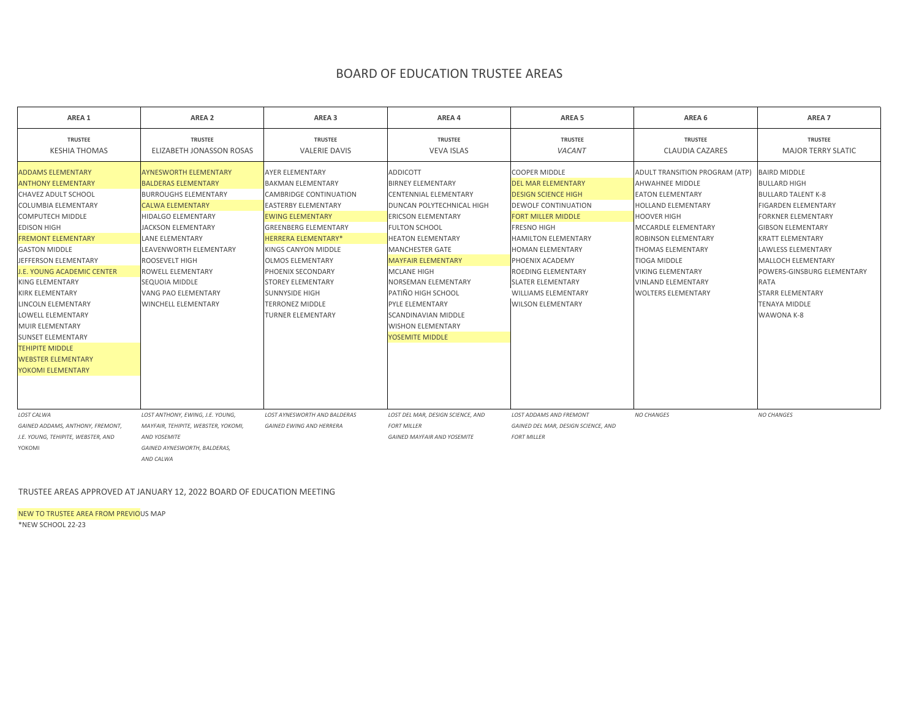# BOARD OF EDUCATION TRUSTEE AREAS

| AREA 1 | AREA 2 | AREA 3 | AREA 4 | AREA 5 | AREA 6 | AREA 7 |
|---|---|---|---|---|---|---|
| TRUSTEE KESHIA THOMAS | TRUSTEE ELIZABETH JONASSON ROSAS | TRUSTEE VALERIE DAVIS | TRUSTEE VEVA ISLAS | TRUSTEE *VACANT* | TRUSTEE CLAUDIA CAZARES | TRUSTEE MAJOR TERRY SLATIC |
| ADDAMS ELEMENTARY | AYNESWORTH ELEMENTARY | AYER ELEMENTARY | ADDICOTT | COOPER MIDDLE | ADULT TRANSITION PROGRAM (ATP) | BAIRD MIDDLE |
| ANTHONY ELEMENTARY | BALDERAS ELEMENTARY | BAKMAN ELEMENTARY | BIRNEY ELEMENTARY | DEL MAR ELEMENTARY | AHWAHNEE MIDDLE | BULLARD HIGH |
| CHAVEZ ADULT SCHOOL | BURROUGHS ELEMENTARY | CAMBRIDGE CONTINUATION | CENTENNIAL ELEMENTARY | DESIGN SCIENCE HIGH | EATON ELEMENTARY | BULLARD TALENT K-8 |
| COLUMBIA ELEMENTARY | CALWA ELEMENTARY | EASTERBY ELEMENTARY | DUNCAN POLYTECHNICAL HIGH | DEWOLF CONTINUATION | HOLLAND ELEMENTARY | FIGARDEN ELEMENTARY |
| COMPUTECH MIDDLE | HIDALGO ELEMENTARY | EWING ELEMENTARY | ERICSON ELEMENTARY | FORT MILLER MIDDLE | HOOVER HIGH | FORKNER ELEMENTARY |
| EDISON HIGH | JACKSON ELEMENTARY | GREENBERG ELEMENTARY | FULTON SCHOOL | FRESNO HIGH | MCCARDLE ELEMENTARY | GIBSON ELEMENTARY |
| FREMONT ELEMENTARY | LANE ELEMENTARY | HERRERA ELEMENTARY* | HEATON ELEMENTARY | HAMILTON ELEMENTARY | ROBINSON ELEMENTARY | KRATT ELEMENTARY |
| GASTON MIDDLE | LEAVENWORTH ELEMENTARY | KINGS CANYON MIDDLE | MANCHESTER GATE | HOMAN ELEMENTARY | THOMAS ELEMENTARY | LAWLESS ELEMENTARY |
| JEFFERSON ELEMENTARY | ROOSEVELT HIGH | OLMOS ELEMENTARY | MAYFAIR ELEMENTARY | PHOENIX ACADEMY | TIOGA MIDDLE | MALLOCH ELEMENTARY |
| J.E. YOUNG ACADEMIC CENTER | ROWELL ELEMENTARY | PHOENIX SECONDARY | MCLANE HIGH | ROEDING ELEMENTARY | VIKING ELEMENTARY | POWERS-GINSBURG ELEMENTARY |
| KING ELEMENTARY | SEQUOIA MIDDLE | STOREY ELEMENTARY | NORSEMAN ELEMENTARY | SLATER ELEMENTARY | VINLAND ELEMENTARY | RATA |
| KIRK ELEMENTARY | VANG PAO ELEMENTARY | SUNNYSIDE HIGH | PATIÑO HIGH SCHOOL | WILLIAMS ELEMENTARY | WOLTERS ELEMENTARY | STARR ELEMENTARY |
| LINCOLN ELEMENTARY | WINCHELL ELEMENTARY | TERRONEZ MIDDLE | PYLE ELEMENTARY | WILSON ELEMENTARY | | TENAYA MIDDLE |
| LOWELL ELEMENTARY | | TURNER ELEMENTARY | SCANDINAVIAN MIDDLE | | | WAWONA K-8 |
| MUIR ELEMENTARY | | | WISHON ELEMENTARY | | | |
| SUNSET ELEMENTARY | | | YOSEMITE MIDDLE | | | |
| TEHIPITE MIDDLE | | | | | | |
| WEBSTER ELEMENTARY | | | | | | |
| YOKOMI ELEMENTARY | | | | | | |
| *LOST CALWA* *GAINED ADDAMS, ANTHONY, FREMONT, J.E. YOUNG, TEHIPITE, WEBSTER, AND YOKOMI* | *LOST ANTHONY, EWING, J.E. YOUNG, MAYFAIR, TEHIPITE, WEBSTER, YOKOMI, AND YOSEMITE* *GAINED AYNESWORTH, BALDERAS, AND CALWA* | *LOST AYNESWORTH AND BALDERAS* *GAINED EWING AND HERRERA* | *LOST DEL MAR, DESIGN SCIENCE, AND FORT MILLER* *GAINED MAYFAIR AND YOSEMITE* | *LOST ADDAMS AND FREMONT* *GAINED DEL MAR, DESIGN SCIENCE, AND FORT MILLER* | *NO CHANGES* | *NO CHANGES* |

TRUSTEE AREAS APPROVED AT JANUARY 12, 2022 BOARD OF EDUCATION MEETING

NEW TO TRUSTEE AREA FROM PREVIOUS MAP

*NEW SCHOOL 22-23